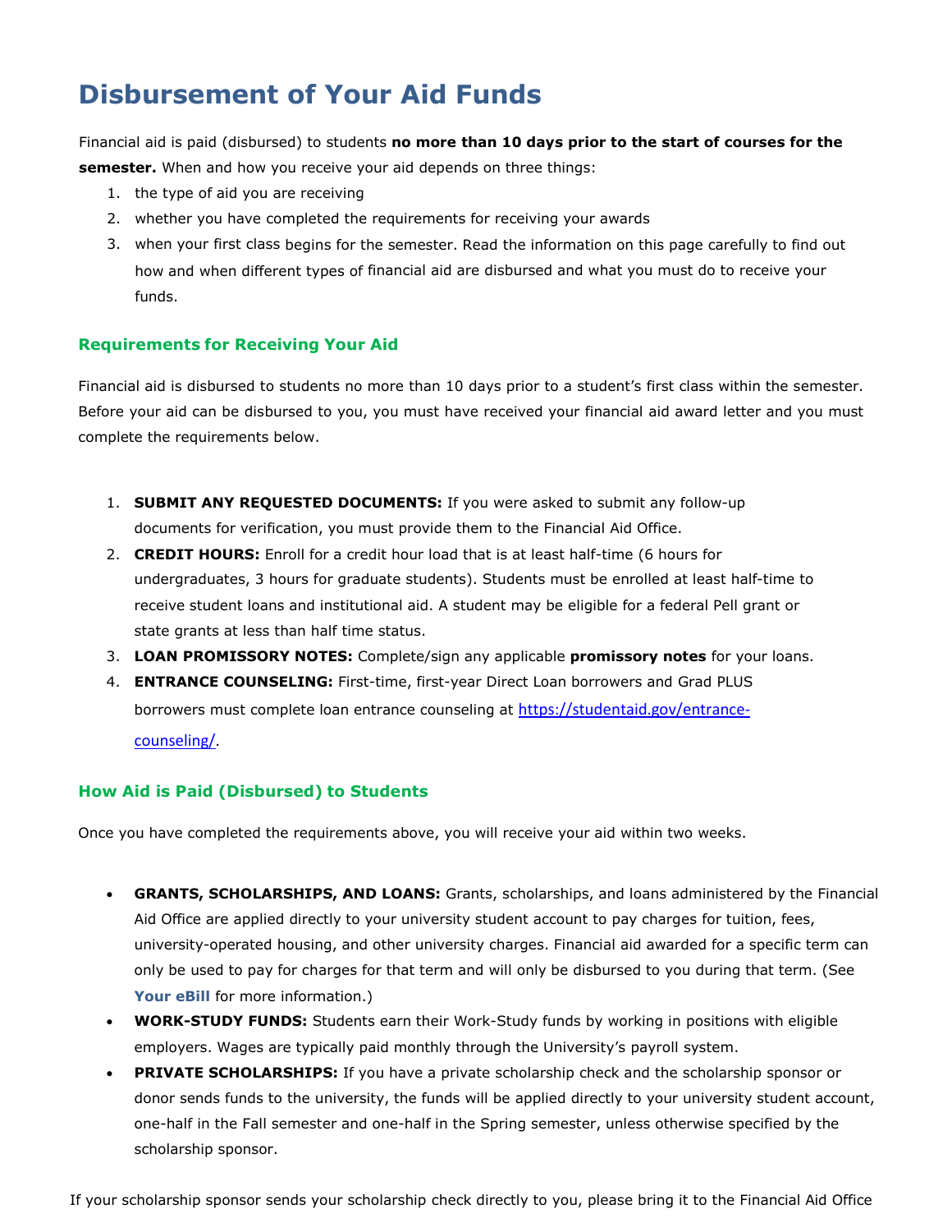# Disbursement of Your Aid Funds

Financial aid is paid (disbursed) to students **no more than 10 days prior to the start of courses for the semester.** When and how you receive your aid depends on three things:

1. the type of aid you are receiving
2. whether you have completed the requirements for receiving your awards
3. when your first class begins for the semester. Read the information on this page carefully to find out how and when different types of financial aid are disbursed and what you must do to receive your funds.

### Requirements for Receiving Your Aid

Financial aid is disbursed to students no more than 10 days prior to a student's first class within the semester. Before your aid can be disbursed to you, you must have received your financial aid award letter and you must complete the requirements below.

1. **SUBMIT ANY REQUESTED DOCUMENTS:** If you were asked to submit any follow-up documents for verification, you must provide them to the Financial Aid Office.
2. **CREDIT HOURS:** Enroll for a credit hour load that is at least half-time (6 hours for undergraduates, 3 hours for graduate students). Students must be enrolled at least half-time to receive student loans and institutional aid. A student may be eligible for a federal Pell grant or state grants at less than half time status.
3. **LOAN PROMISSORY NOTES:** Complete/sign any applicable **promissory notes** for your loans.
4. **ENTRANCE COUNSELING:** First-time, first-year Direct Loan borrowers and Grad PLUS borrowers must complete loan entrance counseling at https://studentaid.gov/entrance-counseling/.

### How Aid is Paid (Disbursed) to Students

Once you have completed the requirements above, you will receive your aid within two weeks.

- **GRANTS, SCHOLARSHIPS, AND LOANS:** Grants, scholarships, and loans administered by the Financial Aid Office are applied directly to your university student account to pay charges for tuition, fees, university-operated housing, and other university charges. Financial aid awarded for a specific term can only be used to pay for charges for that term and will only be disbursed to you during that term. (See **Your eBill** for more information.)
- **WORK-STUDY FUNDS:** Students earn their Work-Study funds by working in positions with eligible employers. Wages are typically paid monthly through the University's payroll system.
- **PRIVATE SCHOLARSHIPS:** If you have a private scholarship check and the scholarship sponsor or donor sends funds to the university, the funds will be applied directly to your university student account, one-half in the Fall semester and one-half in the Spring semester, unless otherwise specified by the scholarship sponsor.

If your scholarship sponsor sends your scholarship check directly to you, please bring it to the Financial Aid Office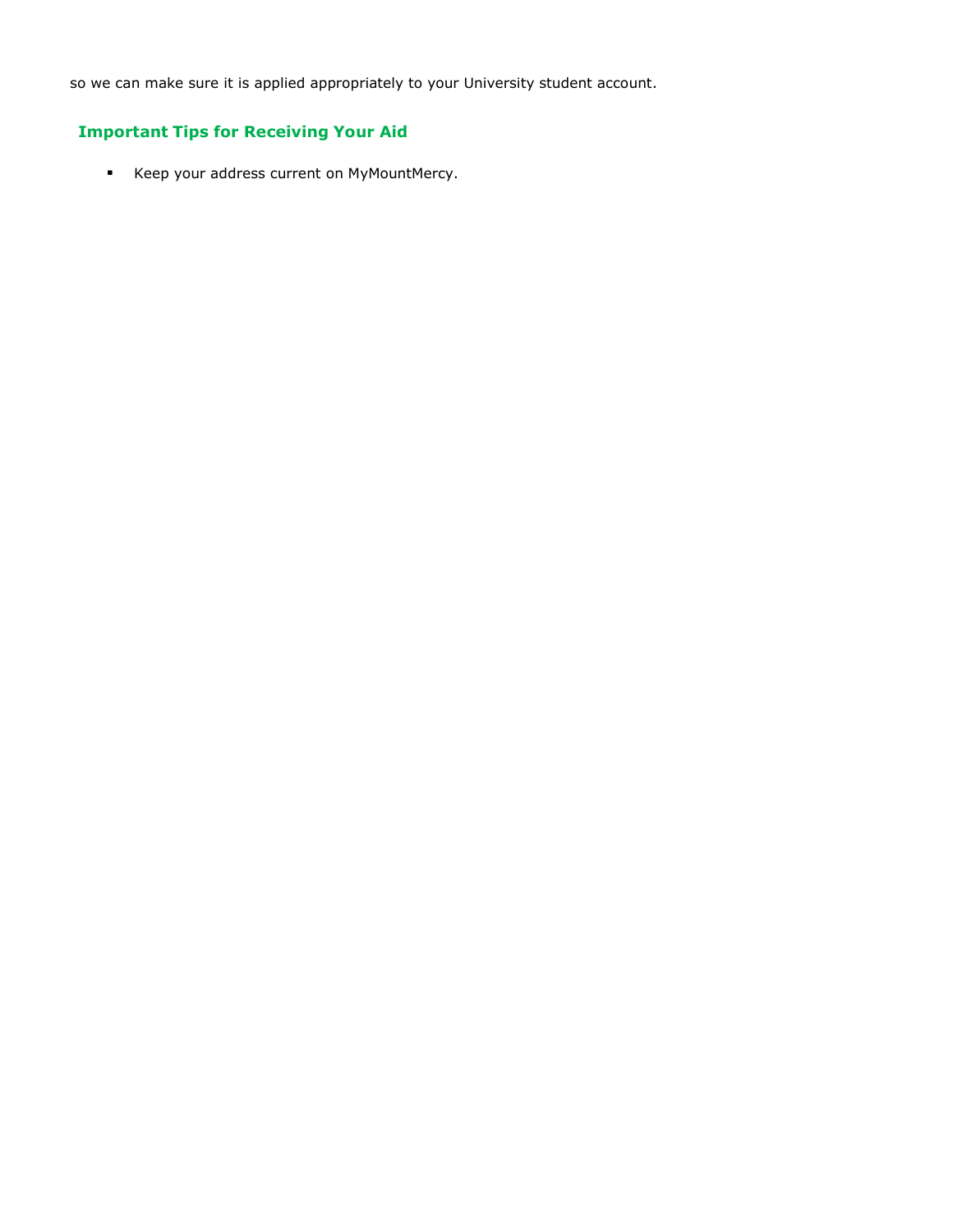so we can make sure it is applied appropriately to your University student account.

## Important Tips for Receiving Your Aid

- Keep your address current on MyMountMercy.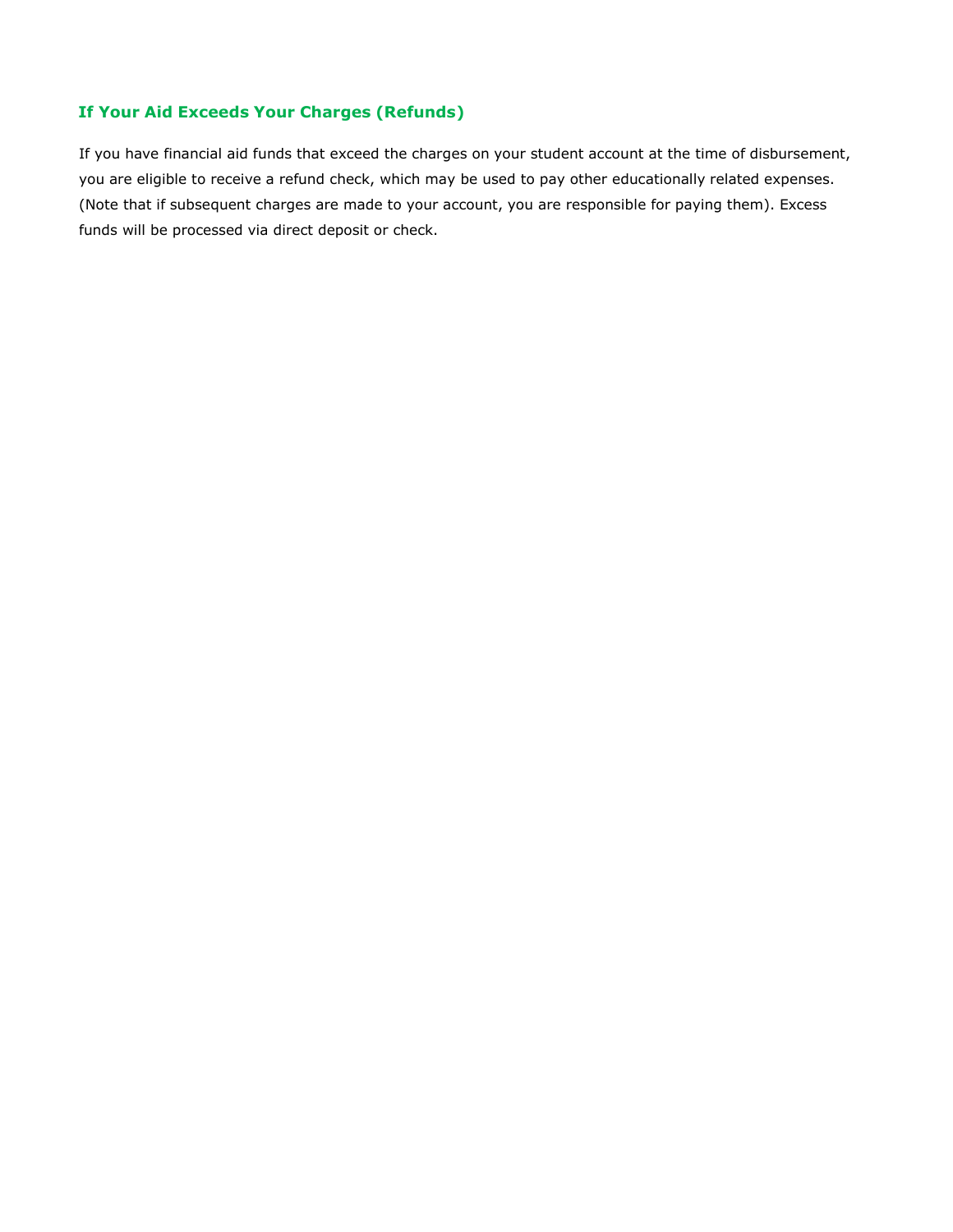### If Your Aid Exceeds Your Charges (Refunds)

If you have financial aid funds that exceed the charges on your student account at the time of disbursement, you are eligible to receive a refund check, which may be used to pay other educationally related expenses. (Note that if subsequent charges are made to your account, you are responsible for paying them). Excess funds will be processed via direct deposit or check.